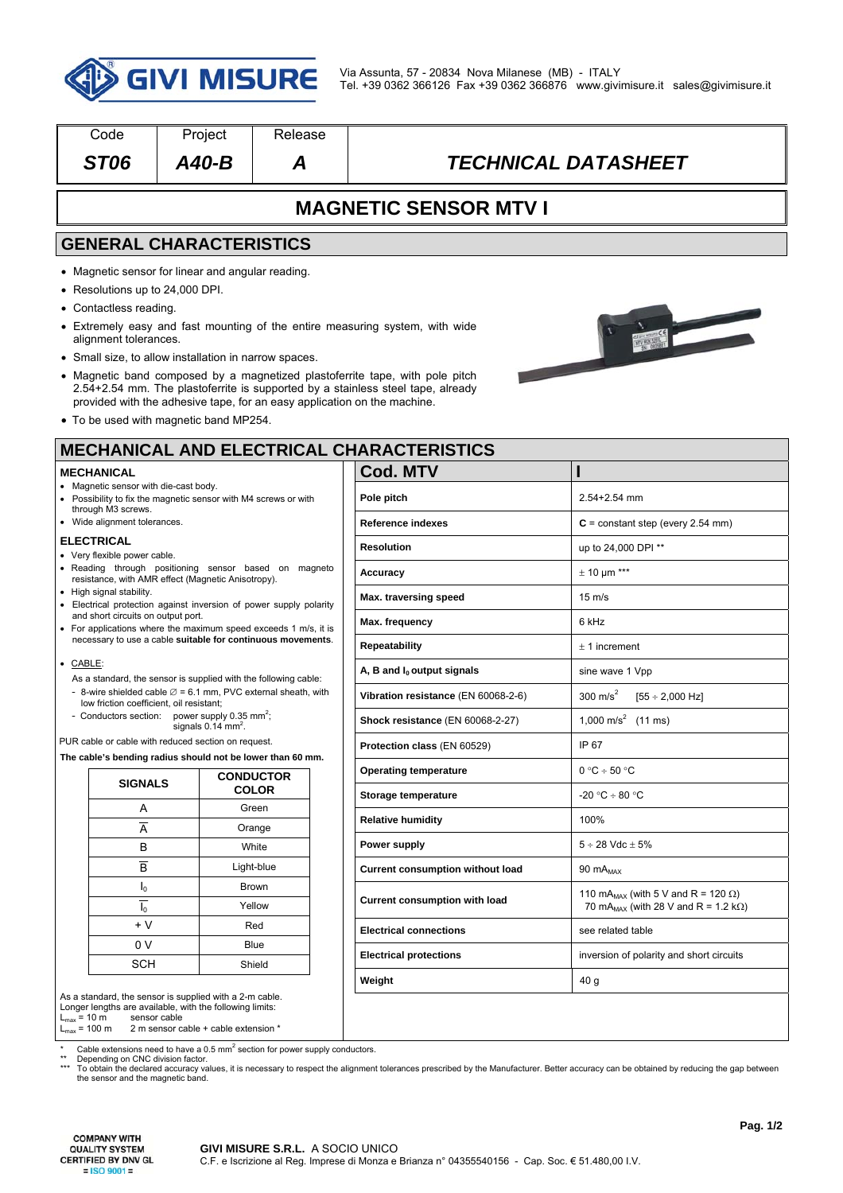GIVI MISURE

Via Assunta, 57 - 20834 Nova Milanese (MB) - ITALY
Tel. +39 0362 366126 Fax +39 0362 366876 www.givimisure.it sales@givimisure.it

| Code | Project | Release | |
|---|---|---|---|
| ***ST06*** | ***A40-B*** | ***A*** | ***TECHNICAL DATASHEET*** |

# MAGNETIC SENSOR MTV I

## GENERAL CHARACTERISTICS

- Magnetic sensor for linear and angular reading.
- Resolutions up to 24,000 DPI.
- Contactless reading.
- Extremely easy and fast mounting of the entire measuring system, with wide alignment tolerances.
- Small size, to allow installation in narrow spaces.
- Magnetic band composed by a magnetized plastoferrite tape, with pole pitch 2.54+2.54 mm. The plastoferrite is supported by a stainless steel tape, already provided with the adhesive tape, for an easy application on the machine.
- To be used with magnetic band MP254.

## MECHANICAL AND ELECTRICAL CHARACTERISTICS

### MECHANICAL

- Magnetic sensor with die-cast body.
- Possibility to fix the magnetic sensor with M4 screws or with through M3 screws.
- Wide alignment tolerances.

### ELECTRICAL

- Very flexible power cable.
- Reading through positioning sensor based on magneto resistance, with AMR effect (Magnetic Anisotropy).
- High signal stability.
- Electrical protection against inversion of power supply polarity and short circuits on output port.
- For applications where the maximum speed exceeds 1 m/s, it is necessary to use a cable **suitable for continuous movements**.

- CABLE:

  As a standard, the sensor is supplied with the following cable:
  - 8-wire shielded cable ∅ = 6.1 mm, PVC external sheath, with low friction coefficient, oil resistant;
  - Conductors section: power supply 0.35 mm$^2$; signals 0.14 mm$^2$.

PUR cable or cable with reduced section on request.

**The cable's bending radius should not be lower than 60 mm.**

| SIGNALS | CONDUCTOR COLOR |
|---|---|
| A | Green |
| $\overline{A}$ | Orange |
| B | White |
| $\overline{B}$ | Light-blue |
| $I_0$ | Brown |
| $\overline{I_0}$ | Yellow |
| + V | Red |
| 0 V | Blue |
| SCH | Shield |

As a standard, the sensor is supplied with a 2-m cable.
Longer lengths are available, with the following limits:
$L_{max}$ = 10 m sensor cable
$L_{max}$ = 100 m 2 m sensor cable + cable extension *

| **Cod. MTV** | **I** |
|---|---|
| **Pole pitch** | 2.54+2.54 mm |
| **Reference indexes** | **C** = constant step (every 2.54 mm) |
| **Resolution** | up to 24,000 DPI ** |
| **Accuracy** | ± 10 µm *** |
| **Max. traversing speed** | 15 m/s |
| **Max. frequency** | 6 kHz |
| **Repeatability** | ± 1 increment |
| **A, B and $I_0$ output signals** | sine wave 1 Vpp |
| **Vibration resistance** (EN 60068-2-6) | 300 m/s$^2$ [55 ÷ 2,000 Hz] |
| **Shock resistance** (EN 60068-2-27) | 1,000 m/s$^2$ (11 ms) |
| **Protection class** (EN 60529) | IP 67 |
| **Operating temperature** | 0 °C ÷ 50 °C |
| **Storage temperature** | -20 °C ÷ 80 °C |
| **Relative humidity** | 100% |
| **Power supply** | 5 ÷ 28 Vdc ± 5% |
| **Current consumption without load** | 90 $mA_{MAX}$ |
| **Current consumption with load** | 110 $mA_{MAX}$ (with 5 V and R = 120 Ω) 70 $mA_{MAX}$ (with 28 V and R = 1.2 kΩ) |
| **Electrical connections** | see related table |
| **Electrical protections** | inversion of polarity and short circuits |
| **Weight** | 40 g |

\* Cable extensions need to have a 0.5 mm$^2$ section for power supply conductors.
\** Depending on CNC division factor.
\*** To obtain the declared accuracy values, it is necessary to respect the alignment tolerances prescribed by the Manufacturer. Better accuracy can be obtained by reducing the gap between the sensor and the magnetic band.

COMPANY WITH QUALITY SYSTEM CERTIFIED BY DNV GL = ISO 9001 =

**GIVI MISURE S.R.L.** A SOCIO UNICO
C.F. e Iscrizione al Reg. Imprese di Monza e Brianza n° 04355540156 - Cap. Soc. € 51.480,00 I.V.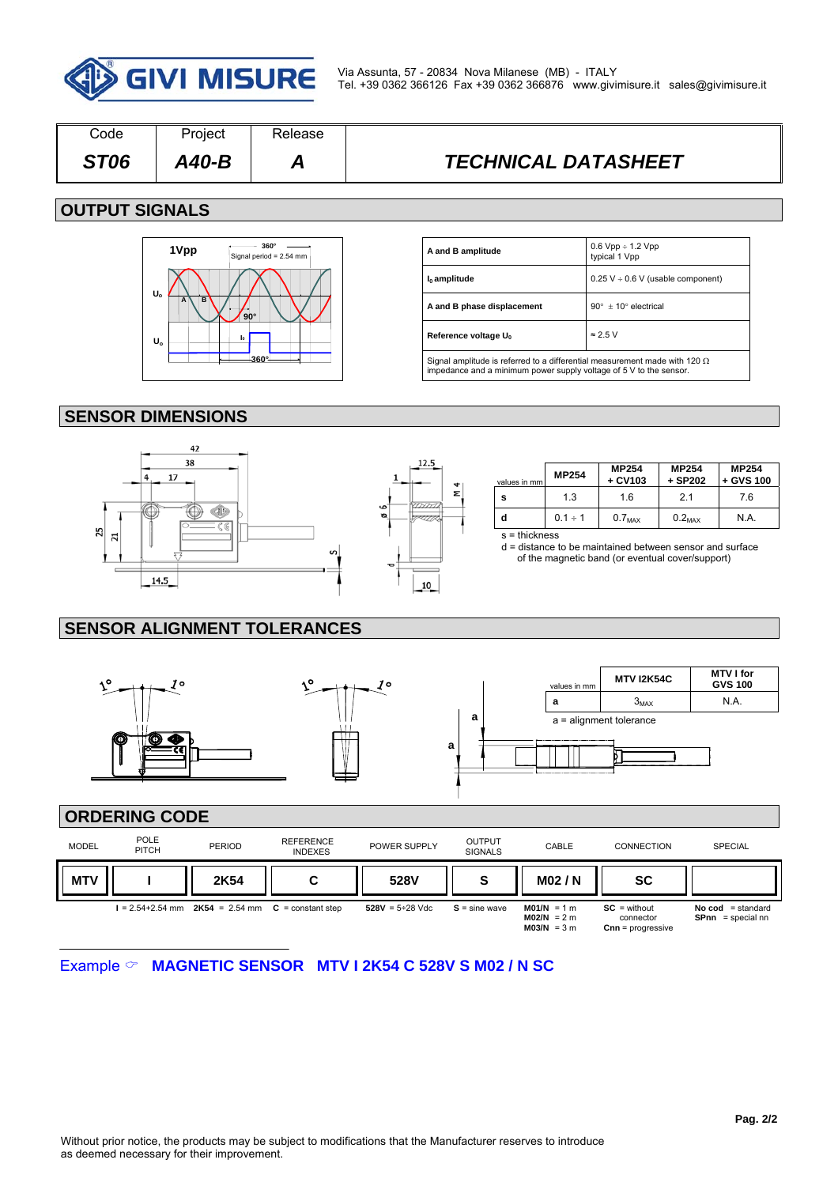GIVI MISURE

Via Assunta, 57 - 20834 Nova Milanese (MB) - ITALY
Tel. +39 0362 366126 Fax +39 0362 366876 www.givimisure.it sales@givimisure.it

| Code | Project | Release | |
|---|---|---|---|
| *ST06* | *A40-B* | *A* | *TECHNICAL DATASHEET* |

## OUTPUT SIGNALS

1Vpp
360°
Signal period = 2.54 mm
$U_o$
A
B
90°
$U_o$
$I_0$
360°

| | |
|---|---|
| A and B amplitude | 0.6 Vpp ÷ 1.2 Vpp typical 1 Vpp |
| $I_0$ amplitude | 0.25 V ÷ 0.6 V (usable component) |
| A and B phase displacement | 90° ± 10° electrical |
| Reference voltage $U_0$ | ≈ 2.5 V |
| Signal amplitude is referred to a differential measurement made with 120 Ω impedance and a minimum power supply voltage of 5 V to the sensor. | |

## SENSOR DIMENSIONS

42
38
4
17
25
21
14.5
s
12.5
1
M 4
ø 6
d
10

| values in mm | MP254 | MP254 + CV103 | MP254 + SP202 | MP254 + GVS 100 |
|---|---|---|---|---|
| s | 1.3 | 1.6 | 2.1 | 7.6 |
| d | 0.1 ÷ 1 | $0.7_{MAX}$ | $0.2_{MAX}$ | N.A. |

s = thickness
d = distance to be maintained between sensor and surface of the magnetic band (or eventual cover/support)

## SENSOR ALIGNMENT TOLERANCES

1° 1°
1° 1°
a
a

| values in mm | MTV I2K54C | MTV I for GVS 100 |
|---|---|---|
| a | $3_{MAX}$ | N.A. |

a = alignment tolerance

## ORDERING CODE

| MODEL | POLE PITCH | PERIOD | REFERENCE INDEXES | POWER SUPPLY | OUTPUT SIGNALS | CABLE | CONNECTION | SPECIAL |
|---|---|---|---|---|---|---|---|---|
| **MTV** | **I** | **2K54** | **C** | **528V** | **S** | **M02 / N** | **SC** | |
| | **I** = 2.54+2.54 mm | **2K54** = 2.54 mm | **C** = constant step | **528V** = 5÷28 Vdc | **S** = sine wave | **M01/N** = 1 m<br>**M02/N** = 2 m<br>**M03/N** = 3 m | **SC** = without connector<br>**Cnn** = progressive | **No cod** = standard<br>**SPnn** = special nn |

Example ☞ **MAGNETIC SENSOR MTV I 2K54 C 528V S M02 / N SC**

Without prior notice, the products may be subject to modifications that the Manufacturer reserves to introduce as deemed necessary for their improvement.